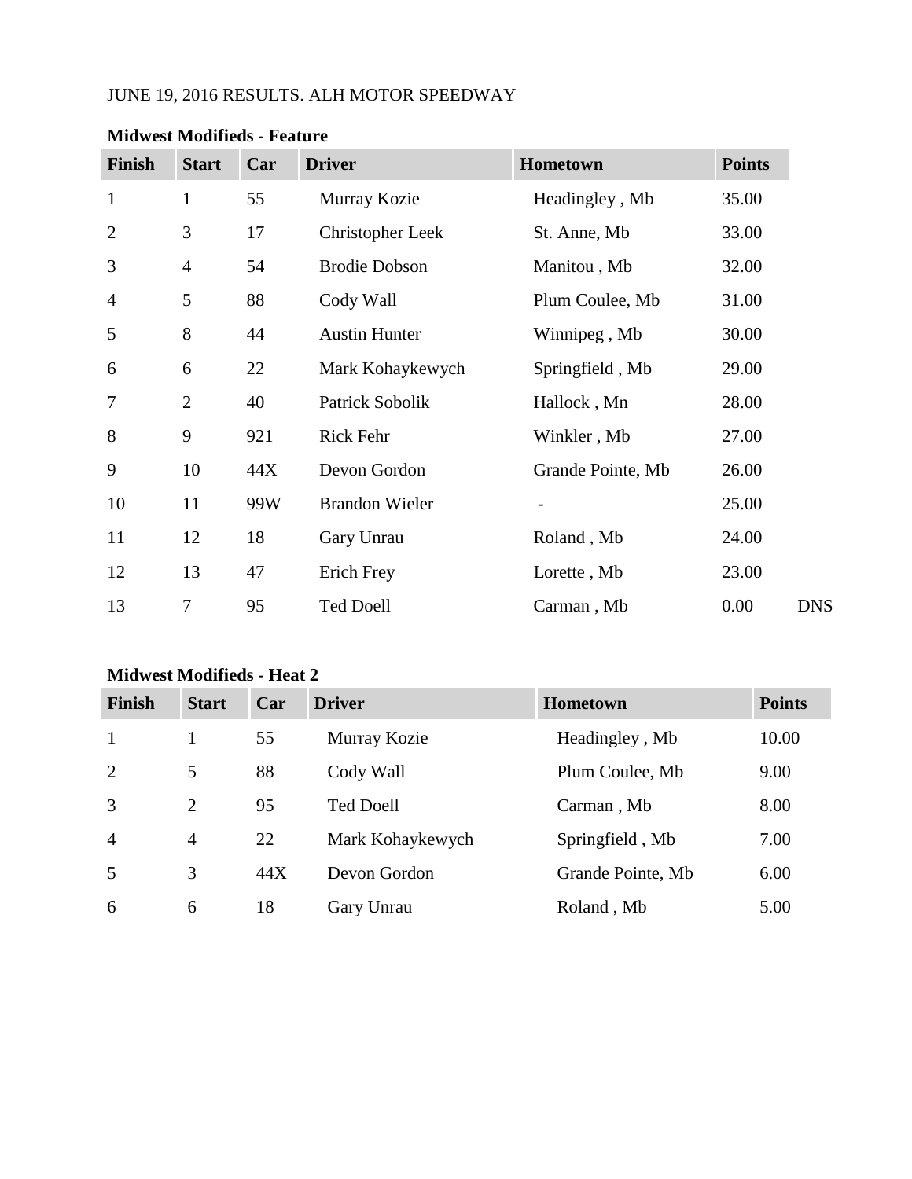JUNE 19, 2016 RESULTS. ALH MOTOR SPEEDWAY

**Midwest Modifieds - Feature**

| Finish | Start | Car | Driver | Hometown | Points | |
|---|---|---|---|---|---|---|
| 1 | 1 | 55 | Murray Kozie | Headingley , Mb | 35.00 | |
| 2 | 3 | 17 | Christopher Leek | St. Anne, Mb | 33.00 | |
| 3 | 4 | 54 | Brodie Dobson | Manitou , Mb | 32.00 | |
| 4 | 5 | 88 | Cody Wall | Plum Coulee, Mb | 31.00 | |
| 5 | 8 | 44 | Austin Hunter | Winnipeg , Mb | 30.00 | |
| 6 | 6 | 22 | Mark Kohaykewych | Springfield , Mb | 29.00 | |
| 7 | 2 | 40 | Patrick Sobolik | Hallock , Mn | 28.00 | |
| 8 | 9 | 921 | Rick Fehr | Winkler , Mb | 27.00 | |
| 9 | 10 | 44X | Devon Gordon | Grande Pointe, Mb | 26.00 | |
| 10 | 11 | 99W | Brandon Wieler | - | 25.00 | |
| 11 | 12 | 18 | Gary Unrau | Roland , Mb | 24.00 | |
| 12 | 13 | 47 | Erich Frey | Lorette , Mb | 23.00 | |
| 13 | 7 | 95 | Ted Doell | Carman , Mb | 0.00 | DNS |

**Midwest Modifieds - Heat 2**

| Finish | Start | Car | Driver | Hometown | Points |
|---|---|---|---|---|---|
| 1 | 1 | 55 | Murray Kozie | Headingley , Mb | 10.00 |
| 2 | 5 | 88 | Cody Wall | Plum Coulee, Mb | 9.00 |
| 3 | 2 | 95 | Ted Doell | Carman , Mb | 8.00 |
| 4 | 4 | 22 | Mark Kohaykewych | Springfield , Mb | 7.00 |
| 5 | 3 | 44X | Devon Gordon | Grande Pointe, Mb | 6.00 |
| 6 | 6 | 18 | Gary Unrau | Roland , Mb | 5.00 |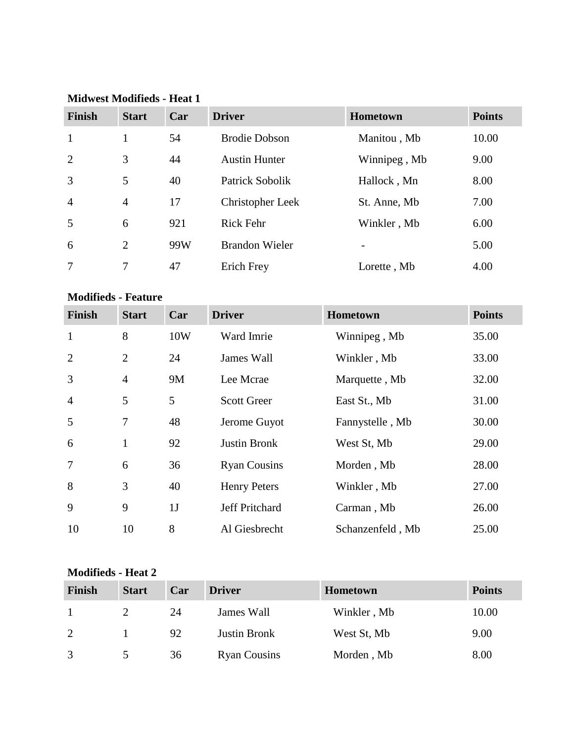**Midwest Modifieds - Heat 1**

| Finish | Start | Car | Driver | Hometown | Points |
|---|---|---|---|---|---|
| 1 | 1 | 54 | Brodie Dobson | Manitou , Mb | 10.00 |
| 2 | 3 | 44 | Austin Hunter | Winnipeg , Mb | 9.00 |
| 3 | 5 | 40 | Patrick Sobolik | Hallock , Mn | 8.00 |
| 4 | 4 | 17 | Christopher Leek | St. Anne, Mb | 7.00 |
| 5 | 6 | 921 | Rick Fehr | Winkler , Mb | 6.00 |
| 6 | 2 | 99W | Brandon Wieler | - | 5.00 |
| 7 | 7 | 47 | Erich Frey | Lorette , Mb | 4.00 |

**Modifieds - Feature**

| Finish | Start | Car | Driver | Hometown | Points |
|---|---|---|---|---|---|
| 1 | 8 | 10W | Ward Imrie | Winnipeg , Mb | 35.00 |
| 2 | 2 | 24 | James Wall | Winkler , Mb | 33.00 |
| 3 | 4 | 9M | Lee Mcrae | Marquette , Mb | 32.00 |
| 4 | 5 | 5 | Scott Greer | East St., Mb | 31.00 |
| 5 | 7 | 48 | Jerome Guyot | Fannystelle , Mb | 30.00 |
| 6 | 1 | 92 | Justin Bronk | West St, Mb | 29.00 |
| 7 | 6 | 36 | Ryan Cousins | Morden , Mb | 28.00 |
| 8 | 3 | 40 | Henry Peters | Winkler , Mb | 27.00 |
| 9 | 9 | 1J | Jeff Pritchard | Carman , Mb | 26.00 |
| 10 | 10 | 8 | Al Giesbrecht | Schanzenfeld , Mb | 25.00 |

**Modifieds - Heat 2**

| Finish | Start | Car | Driver | Hometown | Points |
|---|---|---|---|---|---|
| 1 | 2 | 24 | James Wall | Winkler , Mb | 10.00 |
| 2 | 1 | 92 | Justin Bronk | West St, Mb | 9.00 |
| 3 | 5 | 36 | Ryan Cousins | Morden , Mb | 8.00 |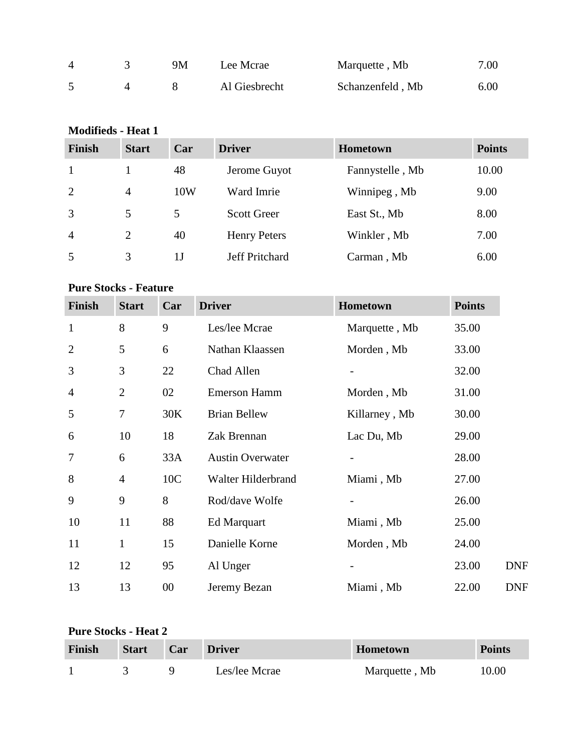| | | | | | |
|---|---|---|---|---|---|
| 4 | 3 | 9M | Lee Mcrae | Marquette , Mb | 7.00 |
| 5 | 4 | 8 | Al Giesbrecht | Schanzenfeld , Mb | 6.00 |

**Modifieds - Heat 1**

| Finish | Start | Car | Driver | Hometown | Points |
|---|---|---|---|---|---|
| 1 | 1 | 48 | Jerome Guyot | Fannystelle , Mb | 10.00 |
| 2 | 4 | 10W | Ward Imrie | Winnipeg , Mb | 9.00 |
| 3 | 5 | 5 | Scott Greer | East St., Mb | 8.00 |
| 4 | 2 | 40 | Henry Peters | Winkler , Mb | 7.00 |
| 5 | 3 | 1J | Jeff Pritchard | Carman , Mb | 6.00 |

**Pure Stocks - Feature**

| Finish | Start | Car | Driver | Hometown | Points | |
|---|---|---|---|---|---|---|
| 1 | 8 | 9 | Les/lee Mcrae | Marquette , Mb | 35.00 | |
| 2 | 5 | 6 | Nathan Klaassen | Morden , Mb | 33.00 | |
| 3 | 3 | 22 | Chad Allen | - | 32.00 | |
| 4 | 2 | 02 | Emerson Hamm | Morden , Mb | 31.00 | |
| 5 | 7 | 30K | Brian Bellew | Killarney , Mb | 30.00 | |
| 6 | 10 | 18 | Zak Brennan | Lac Du, Mb | 29.00 | |
| 7 | 6 | 33A | Austin Overwater | - | 28.00 | |
| 8 | 4 | 10C | Walter Hilderbrand | Miami , Mb | 27.00 | |
| 9 | 9 | 8 | Rod/dave Wolfe | - | 26.00 | |
| 10 | 11 | 88 | Ed Marquart | Miami , Mb | 25.00 | |
| 11 | 1 | 15 | Danielle Korne | Morden , Mb | 24.00 | |
| 12 | 12 | 95 | Al Unger | - | 23.00 | DNF |
| 13 | 13 | 00 | Jeremy Bezan | Miami , Mb | 22.00 | DNF |

**Pure Stocks - Heat 2**

| Finish | Start | Car | Driver | Hometown | Points |
|---|---|---|---|---|---|
| 1 | 3 | 9 | Les/lee Mcrae | Marquette , Mb | 10.00 |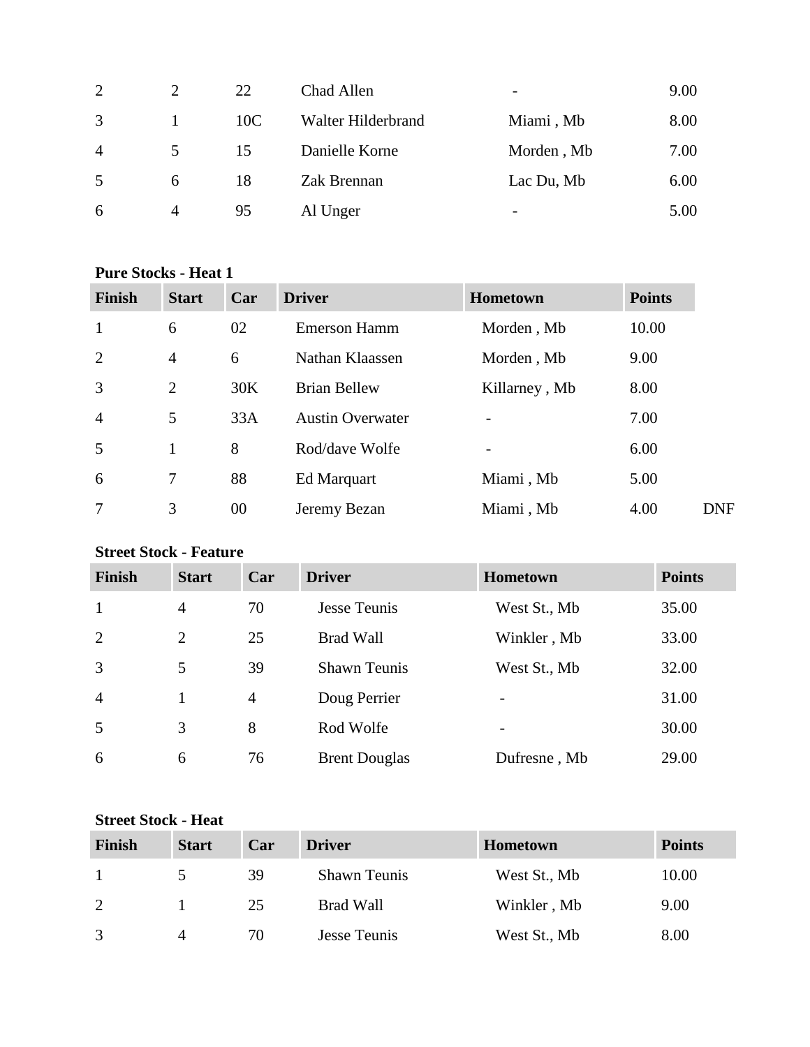| | | | | | |
|---|---|---|---|---|---|
| 2 | 2 | 22 | Chad Allen | - | 9.00 |
| 3 | 1 | 10C | Walter Hilderbrand | Miami , Mb | 8.00 |
| 4 | 5 | 15 | Danielle Korne | Morden , Mb | 7.00 |
| 5 | 6 | 18 | Zak Brennan | Lac Du, Mb | 6.00 |
| 6 | 4 | 95 | Al Unger | - | 5.00 |

**Pure Stocks - Heat 1**

| Finish | Start | Car | Driver | Hometown | Points | |
|---|---|---|---|---|---|---|
| 1 | 6 | 02 | Emerson Hamm | Morden , Mb | 10.00 | |
| 2 | 4 | 6 | Nathan Klaassen | Morden , Mb | 9.00 | |
| 3 | 2 | 30K | Brian Bellew | Killarney , Mb | 8.00 | |
| 4 | 5 | 33A | Austin Overwater | - | 7.00 | |
| 5 | 1 | 8 | Rod/dave Wolfe | - | 6.00 | |
| 6 | 7 | 88 | Ed Marquart | Miami , Mb | 5.00 | |
| 7 | 3 | 00 | Jeremy Bezan | Miami , Mb | 4.00 | DNF |

**Street Stock - Feature**

| Finish | Start | Car | Driver | Hometown | Points |
|---|---|---|---|---|---|
| 1 | 4 | 70 | Jesse Teunis | West St., Mb | 35.00 |
| 2 | 2 | 25 | Brad Wall | Winkler , Mb | 33.00 |
| 3 | 5 | 39 | Shawn Teunis | West St., Mb | 32.00 |
| 4 | 1 | 4 | Doug Perrier | - | 31.00 |
| 5 | 3 | 8 | Rod Wolfe | - | 30.00 |
| 6 | 6 | 76 | Brent Douglas | Dufresne , Mb | 29.00 |

**Street Stock - Heat**

| Finish | Start | Car | Driver | Hometown | Points |
|---|---|---|---|---|---|
| 1 | 5 | 39 | Shawn Teunis | West St., Mb | 10.00 |
| 2 | 1 | 25 | Brad Wall | Winkler , Mb | 9.00 |
| 3 | 4 | 70 | Jesse Teunis | West St., Mb | 8.00 |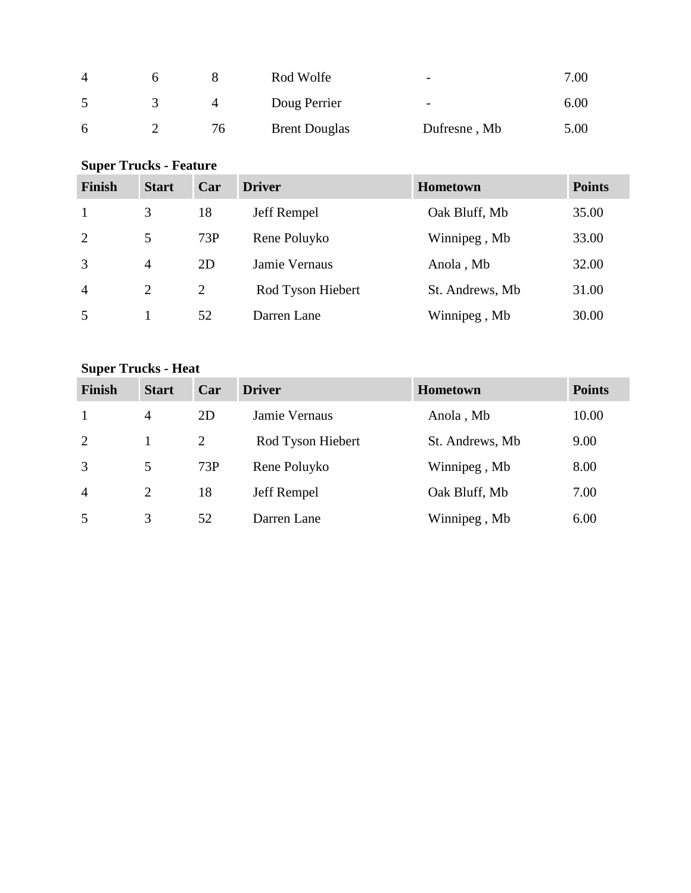| | | | | | |
|---|---|---|---|---|---|
| 4 | 6 | 8 | Rod Wolfe | - | 7.00 |
| 5 | 3 | 4 | Doug Perrier | - | 6.00 |
| 6 | 2 | 76 | Brent Douglas | Dufresne , Mb | 5.00 |

**Super Trucks - Feature**

| Finish | Start | Car | Driver | Hometown | Points |
|---|---|---|---|---|---|
| 1 | 3 | 18 | Jeff Rempel | Oak Bluff, Mb | 35.00 |
| 2 | 5 | 73P | Rene Poluyko | Winnipeg , Mb | 33.00 |
| 3 | 4 | 2D | Jamie Vernaus | Anola , Mb | 32.00 |
| 4 | 2 | 2 | Rod Tyson Hiebert | St. Andrews, Mb | 31.00 |
| 5 | 1 | 52 | Darren Lane | Winnipeg , Mb | 30.00 |

**Super Trucks - Heat**

| Finish | Start | Car | Driver | Hometown | Points |
|---|---|---|---|---|---|
| 1 | 4 | 2D | Jamie Vernaus | Anola , Mb | 10.00 |
| 2 | 1 | 2 | Rod Tyson Hiebert | St. Andrews, Mb | 9.00 |
| 3 | 5 | 73P | Rene Poluyko | Winnipeg , Mb | 8.00 |
| 4 | 2 | 18 | Jeff Rempel | Oak Bluff, Mb | 7.00 |
| 5 | 3 | 52 | Darren Lane | Winnipeg , Mb | 6.00 |